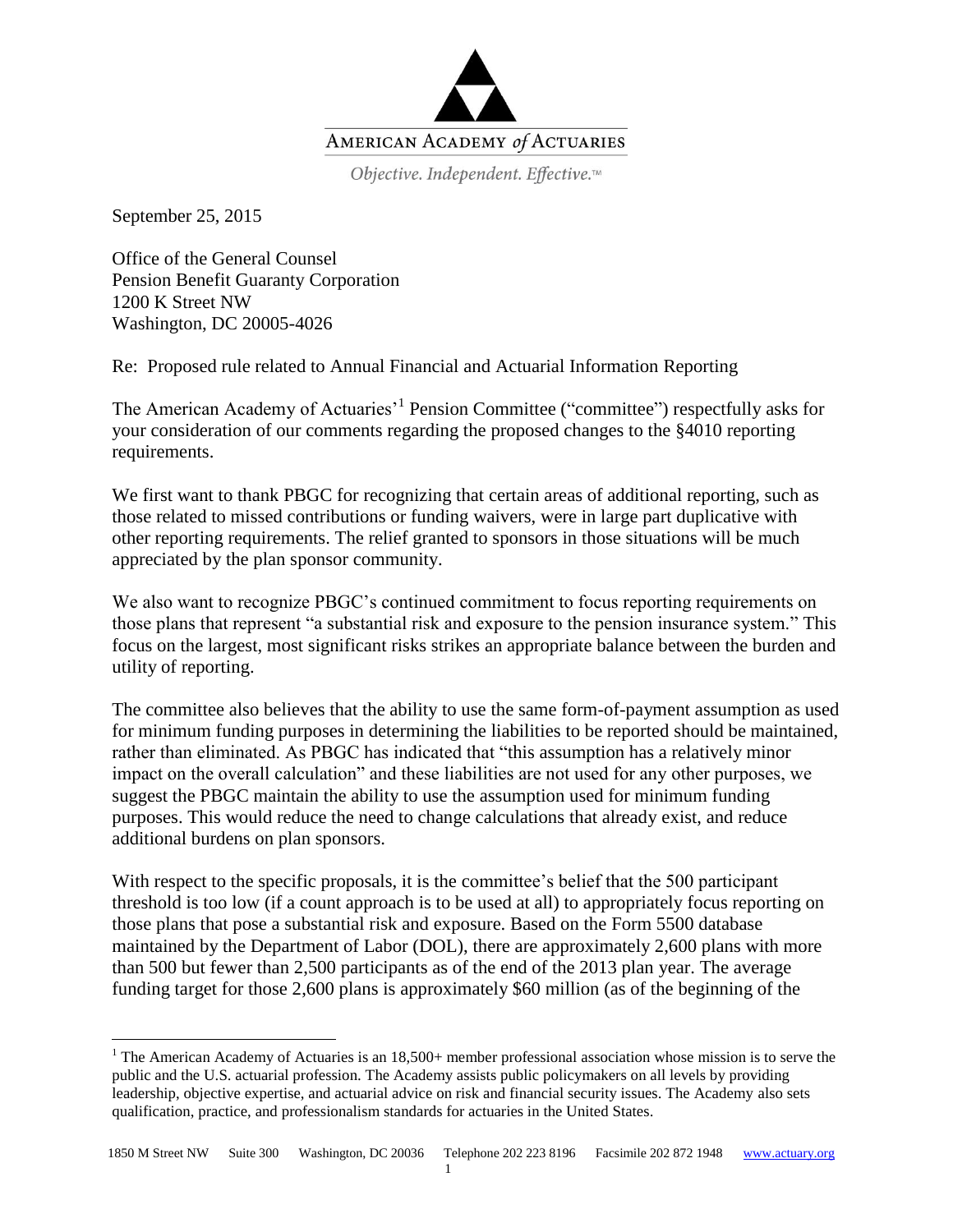AMERICAN ACADEMY *of* ACTUARIES

*Objective. Independent. Effective.*™

September 25, 2015

Office of the General Counsel
Pension Benefit Guaranty Corporation
1200 K Street NW
Washington, DC 20005-4026

Re: Proposed rule related to Annual Financial and Actuarial Information Reporting

The American Academy of Actuaries'[1] Pension Committee ("committee") respectfully asks for your consideration of our comments regarding the proposed changes to the §4010 reporting requirements.

We first want to thank PBGC for recognizing that certain areas of additional reporting, such as those related to missed contributions or funding waivers, were in large part duplicative with other reporting requirements. The relief granted to sponsors in those situations will be much appreciated by the plan sponsor community.

We also want to recognize PBGC's continued commitment to focus reporting requirements on those plans that represent "a substantial risk and exposure to the pension insurance system." This focus on the largest, most significant risks strikes an appropriate balance between the burden and utility of reporting.

The committee also believes that the ability to use the same form-of-payment assumption as used for minimum funding purposes in determining the liabilities to be reported should be maintained, rather than eliminated. As PBGC has indicated that "this assumption has a relatively minor impact on the overall calculation" and these liabilities are not used for any other purposes, we suggest the PBGC maintain the ability to use the assumption used for minimum funding purposes. This would reduce the need to change calculations that already exist, and reduce additional burdens on plan sponsors.

With respect to the specific proposals, it is the committee's belief that the 500 participant threshold is too low (if a count approach is to be used at all) to appropriately focus reporting on those plans that pose a substantial risk and exposure. Based on the Form 5500 database maintained by the Department of Labor (DOL), there are approximately 2,600 plans with more than 500 but fewer than 2,500 participants as of the end of the 2013 plan year. The average funding target for those 2,600 plans is approximately $60 million (as of the beginning of the

---

[1] The American Academy of Actuaries is an 18,500+ member professional association whose mission is to serve the public and the U.S. actuarial profession. The Academy assists public policymakers on all levels by providing leadership, objective expertise, and actuarial advice on risk and financial security issues. The Academy also sets qualification, practice, and professionalism standards for actuaries in the United States.

1850 M Street NW Suite 300 Washington, DC 20036 Telephone 202 223 8196 Facsimile 202 872 1948 www.actuary.org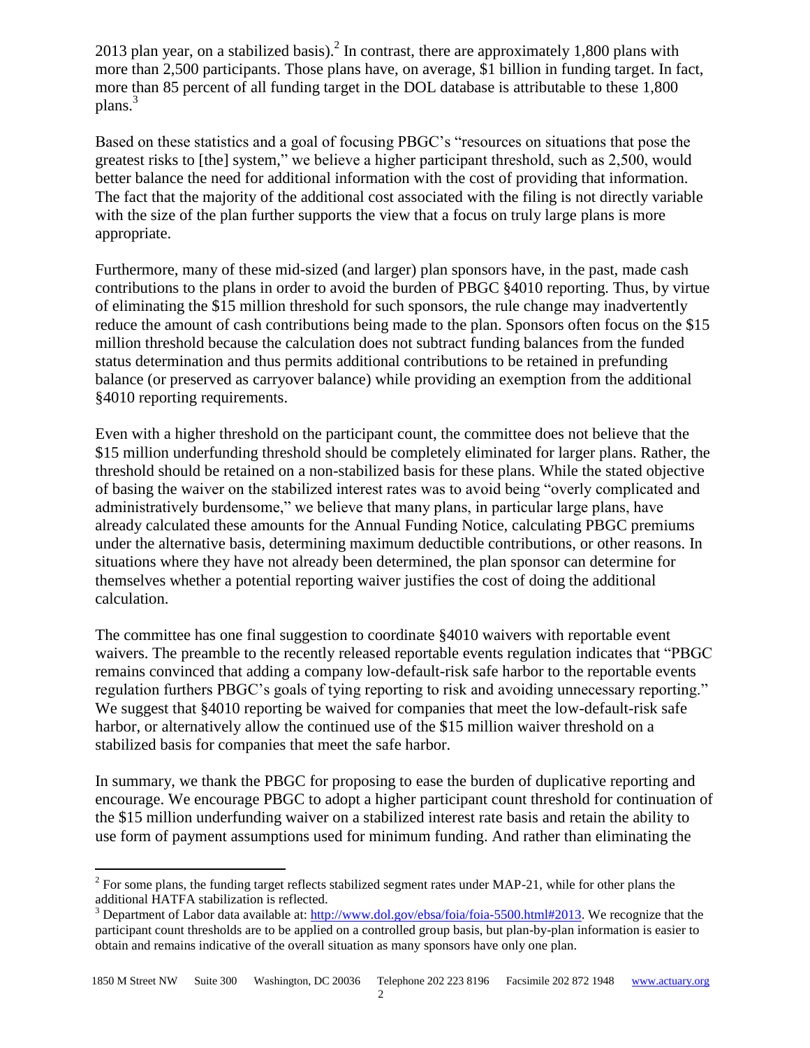2013 plan year, on a stabilized basis).[2] In contrast, there are approximately 1,800 plans with more than 2,500 participants. Those plans have, on average, $1 billion in funding target. In fact, more than 85 percent of all funding target in the DOL database is attributable to these 1,800 plans.[3]

Based on these statistics and a goal of focusing PBGC's "resources on situations that pose the greatest risks to [the] system," we believe a higher participant threshold, such as 2,500, would better balance the need for additional information with the cost of providing that information. The fact that the majority of the additional cost associated with the filing is not directly variable with the size of the plan further supports the view that a focus on truly large plans is more appropriate.

Furthermore, many of these mid-sized (and larger) plan sponsors have, in the past, made cash contributions to the plans in order to avoid the burden of PBGC §4010 reporting. Thus, by virtue of eliminating the $15 million threshold for such sponsors, the rule change may inadvertently reduce the amount of cash contributions being made to the plan. Sponsors often focus on the $15 million threshold because the calculation does not subtract funding balances from the funded status determination and thus permits additional contributions to be retained in prefunding balance (or preserved as carryover balance) while providing an exemption from the additional §4010 reporting requirements.

Even with a higher threshold on the participant count, the committee does not believe that the $15 million underfunding threshold should be completely eliminated for larger plans. Rather, the threshold should be retained on a non-stabilized basis for these plans. While the stated objective of basing the waiver on the stabilized interest rates was to avoid being "overly complicated and administratively burdensome," we believe that many plans, in particular large plans, have already calculated these amounts for the Annual Funding Notice, calculating PBGC premiums under the alternative basis, determining maximum deductible contributions, or other reasons. In situations where they have not already been determined, the plan sponsor can determine for themselves whether a potential reporting waiver justifies the cost of doing the additional calculation.

The committee has one final suggestion to coordinate §4010 waivers with reportable event waivers. The preamble to the recently released reportable events regulation indicates that "PBGC remains convinced that adding a company low-default-risk safe harbor to the reportable events regulation furthers PBGC's goals of tying reporting to risk and avoiding unnecessary reporting." We suggest that §4010 reporting be waived for companies that meet the low-default-risk safe harbor, or alternatively allow the continued use of the $15 million waiver threshold on a stabilized basis for companies that meet the safe harbor.

In summary, we thank the PBGC for proposing to ease the burden of duplicative reporting and encourage. We encourage PBGC to adopt a higher participant count threshold for continuation of the $15 million underfunding waiver on a stabilized interest rate basis and retain the ability to use form of payment assumptions used for minimum funding. And rather than eliminating the

---

[2] For some plans, the funding target reflects stabilized segment rates under MAP-21, while for other plans the additional HATFA stabilization is reflected.

[3] Department of Labor data available at: http://www.dol.gov/ebsa/foia/foia-5500.html#2013. We recognize that the participant count thresholds are to be applied on a controlled group basis, but plan-by-plan information is easier to obtain and remains indicative of the overall situation as many sponsors have only one plan.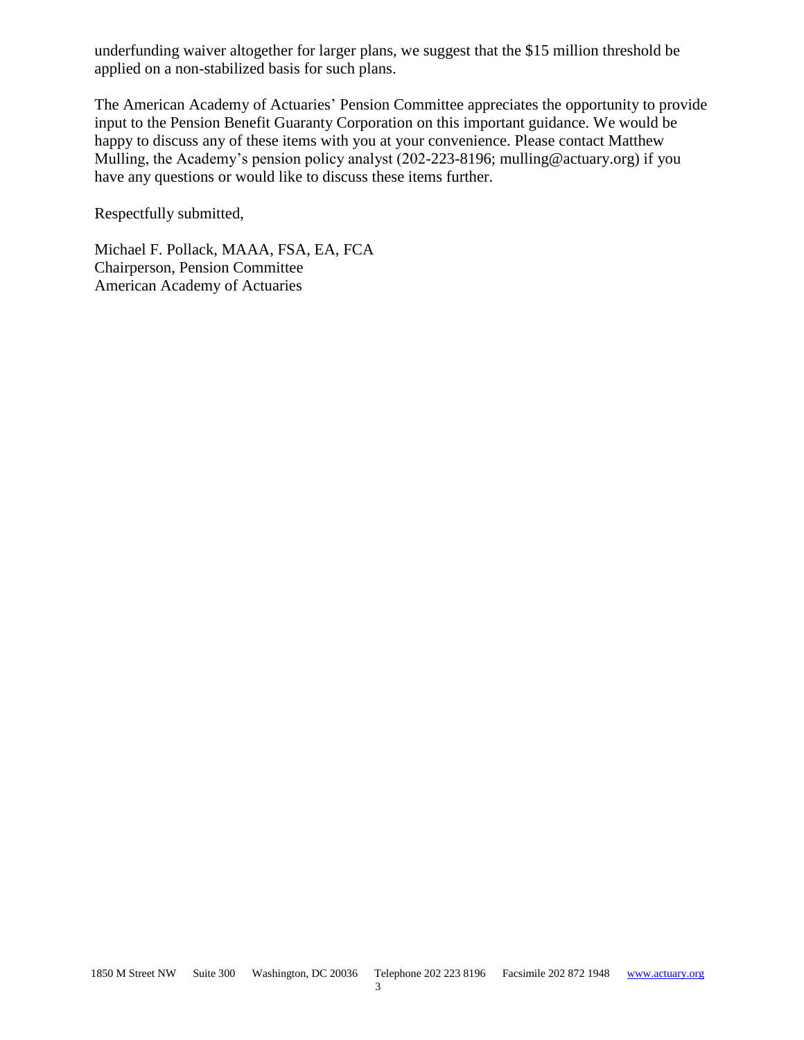underfunding waiver altogether for larger plans, we suggest that the $15 million threshold be applied on a non-stabilized basis for such plans.

The American Academy of Actuaries' Pension Committee appreciates the opportunity to provide input to the Pension Benefit Guaranty Corporation on this important guidance. We would be happy to discuss any of these items with you at your convenience. Please contact Matthew Mulling, the Academy's pension policy analyst (202-223-8196; mulling@actuary.org) if you have any questions or would like to discuss these items further.

Respectfully submitted,

Michael F. Pollack, MAAA, FSA, EA, FCA
Chairperson, Pension Committee
American Academy of Actuaries